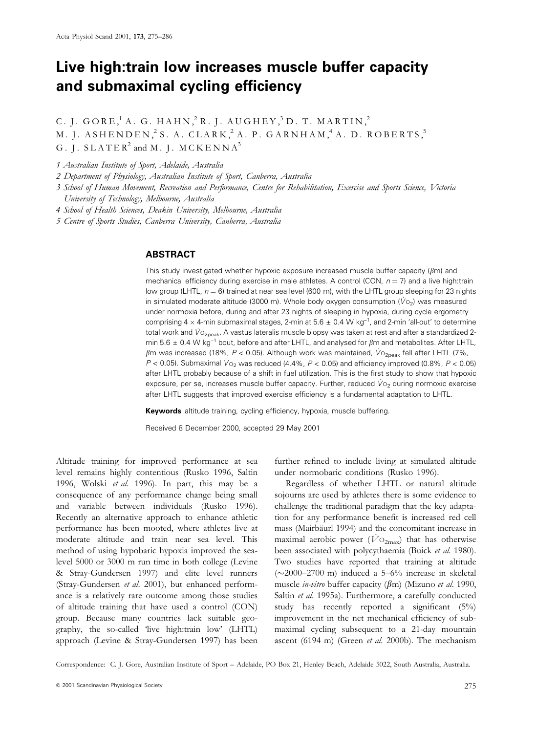# Live high:train low increases muscle buffer capacity and submaximal cycling efficiency

C. J. GORE,[1] A. G. HAHN,[2] R. J. AUGHEY,[3] D. T. MARTIN,[2] M. J. ASHENDEN,[2] S. A. CLARK,[2] A. P. GARNHAM,[4] A. D. ROBERTS,[5] G. J. SLATER[2] and M. J. MCKENNA[3]

1 *Australian Institute of Sport, Adelaide, Australia*

2 *Department of Physiology, Australian Institute of Sport, Canberra, Australia*

3 *School of Human Movement, Recreation and Performance, Centre for Rehabilitation, Exercise and Sports Science, Victoria University of Technology, Melbourne, Australia*

4 *School of Health Sciences, Deakin University, Melbourne, Australia*

5 *Centre of Sports Studies, Canberra University, Canberra, Australia*

## ABSTRACT

This study investigated whether hypoxic exposure increased muscle buffer capacity ($\beta$m) and mechanical efficiency during exercise in male athletes. A control (CON, $n = 7$) and a live high:train low group (LHTL, $n = 6$) trained at near sea level (600 m), with the LHTL group sleeping for 23 nights in simulated moderate altitude (3000 m). Whole body oxygen consumption ($\dot{V}O_2$) was measured under normoxia before, during and after 23 nights of sleeping in hypoxia, during cycle ergometry comprising 4 × 4-min submaximal stages, 2-min at 5.6 ± 0.4 W kg$^{-1}$, and 2-min 'all-out' to determine total work and $\dot{V}O_{2peak}$. A vastus lateralis muscle biopsy was taken at rest and after a standardized 2-min 5.6 ± 0.4 W kg$^{-1}$ bout, before and after LHTL, and analysed for $\beta$m and metabolites. After LHTL, $\beta$m was increased (18%, $P < 0.05$). Although work was maintained, $\dot{V}O_{2peak}$ fell after LHTL (7%, $P < 0.05$). Submaximal $\dot{V}O_2$ was reduced (4.4%, $P < 0.05$) and efficiency improved (0.8%, $P < 0.05$) after LHTL probably because of a shift in fuel utilization. This is the first study to show that hypoxic exposure, per se, increases muscle buffer capacity. Further, reduced $\dot{V}O_2$ during normoxic exercise after LHTL suggests that improved exercise efficiency is a fundamental adaptation to LHTL.

**Keywords** altitude training, cycling efficiency, hypoxia, muscle buffering.

Received 8 December 2000, accepted 29 May 2001

Altitude training for improved performance at sea level remains highly contentious (Rusko 1996, Saltin 1996, Wolski *et al.* 1996). In part, this may be a consequence of any performance change being small and variable between individuals (Rusko 1996). Recently an alternative approach to enhance athletic performance has been mooted, where athletes live at moderate altitude and train near sea level. This method of using hypobaric hypoxia improved the sea-level 5000 or 3000 m run time in both college (Levine & Stray-Gundersen 1997) and elite level runners (Stray-Gundersen *et al.* 2001), but enhanced performance is a relatively rare outcome among those studies of altitude training that have used a control (CON) group. Because many countries lack suitable geography, the so-called 'live high:train low' (LHTL) approach (Levine & Stray-Gundersen 1997) has been further refined to include living at simulated altitude under normobaric conditions (Rusko 1996).

Regardless of whether LHTL or natural altitude sojourns are used by athletes there is some evidence to challenge the traditional paradigm that the key adaptation for any performance benefit is increased red cell mass (Mairbäurl 1994) and the concomitant increase in maximal aerobic power ($\dot{V}O_{2max}$) that has otherwise been associated with polycythaemia (Buick *et al.* 1980). Two studies have reported that training at altitude (~2000–2700 m) induced a 5–6% increase in skeletal muscle *in-vitro* buffer capacity ($\beta$m) (Mizuno *et al.* 1990, Saltin *et al.* 1995a). Furthermore, a carefully conducted study has recently reported a significant (5%) improvement in the net mechanical efficiency of submaximal cycling subsequent to a 21-day mountain ascent (6194 m) (Green *et al.* 2000b). The mechanism

Correspondence: C. J. Gore, Australian Institute of Sport – Adelaide, PO Box 21, Henley Beach, Adelaide 5022, South Australia, Australia.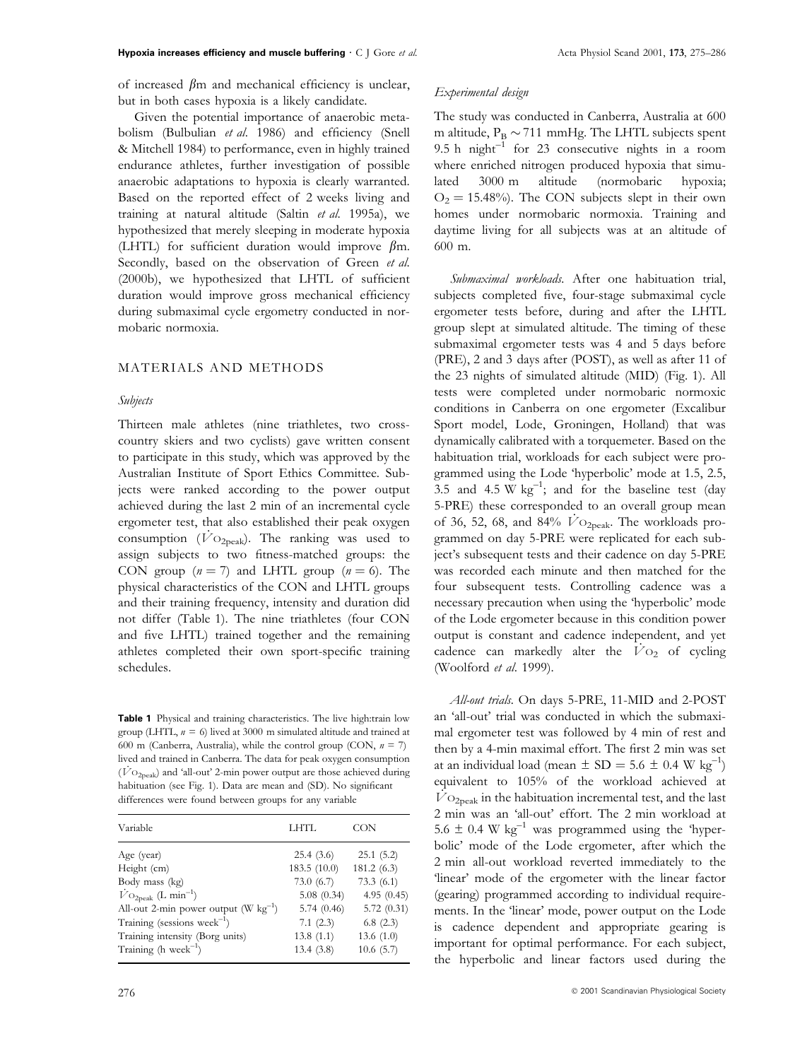of increased $\beta$m and mechanical efficiency is unclear, but in both cases hypoxia is a likely candidate.

Given the potential importance of anaerobic metabolism (Bulbulian *et al.* 1986) and efficiency (Snell & Mitchell 1984) to performance, even in highly trained endurance athletes, further investigation of possible anaerobic adaptations to hypoxia is clearly warranted. Based on the reported effect of 2 weeks living and training at natural altitude (Saltin *et al.* 1995a), we hypothesized that merely sleeping in moderate hypoxia (LHTL) for sufficient duration would improve $\beta$m. Secondly, based on the observation of Green *et al.* (2000b), we hypothesized that LHTL of sufficient duration would improve gross mechanical efficiency during submaximal cycle ergometry conducted in normobaric normoxia.

## MATERIALS AND METHODS

### *Subjects*

Thirteen male athletes (nine triathletes, two cross-country skiers and two cyclists) gave written consent to participate in this study, which was approved by the Australian Institute of Sport Ethics Committee. Subjects were ranked according to the power output achieved during the last 2 min of an incremental cycle ergometer test, that also established their peak oxygen consumption ($\dot{V}O_{2peak}$). The ranking was used to assign subjects to two fitness-matched groups: the CON group ($n = 7$) and LHTL group ($n = 6$). The physical characteristics of the CON and LHTL groups and their training frequency, intensity and duration did not differ (Table 1). The nine triathletes (four CON and five LHTL) trained together and the remaining athletes completed their own sport-specific training schedules.

**Table 1** Physical and training characteristics. The live high:train low group (LHTL, $n = 6$) lived at 3000 m simulated altitude and trained at 600 m (Canberra, Australia), while the control group (CON, $n = 7$) lived and trained in Canberra. The data for peak oxygen consumption ($\dot{V}O_{2peak}$) and 'all-out' 2-min power output are those achieved during habituation (see Fig. 1). Data are mean and (SD). No significant differences were found between groups for any variable

| Variable | LHTL | CON |
|---|---|---|
| Age (year) | 25.4 (3.6) | 25.1 (5.2) |
| Height (cm) | 183.5 (10.0) | 181.2 (6.3) |
| Body mass (kg) | 73.0 (6.7) | 73.3 (6.1) |
| $\dot{V}O_{2peak}$ (L min$^{-1}$) | 5.08 (0.34) | 4.95 (0.45) |
| All-out 2-min power output (W kg$^{-1}$) | 5.74 (0.46) | 5.72 (0.31) |
| Training (sessions week$^{-1}$) | 7.1 (2.3) | 6.8 (2.3) |
| Training intensity (Borg units) | 13.8 (1.1) | 13.6 (1.0) |
| Training (h week$^{-1}$) | 13.4 (3.8) | 10.6 (5.7) |

### *Experimental design*

The study was conducted in Canberra, Australia at 600 m altitude, $P_B \sim 711$ mmHg. The LHTL subjects spent 9.5 h night$^{-1}$ for 23 consecutive nights in a room where enriched nitrogen produced hypoxia that simulated 3000 m altitude (normobaric hypoxia; $O_2 = 15.48\%$). The CON subjects slept in their own homes under normobaric normoxia. Training and daytime living for all subjects was at an altitude of 600 m.

*Submaximal workloads.* After one habituation trial, subjects completed five, four-stage submaximal cycle ergometer tests before, during and after the LHTL group slept at simulated altitude. The timing of these submaximal ergometer tests was 4 and 5 days before (PRE), 2 and 3 days after (POST), as well as after 11 of the 23 nights of simulated altitude (MID) (Fig. 1). All tests were completed under normobaric normoxic conditions in Canberra on one ergometer (Excalibur Sport model, Lode, Groningen, Holland) that was dynamically calibrated with a torquemeter. Based on the habituation trial, workloads for each subject were programmed using the Lode 'hyperbolic' mode at 1.5, 2.5, 3.5 and 4.5 W kg$^{-1}$; and for the baseline test (day 5-PRE) these corresponded to an overall group mean of 36, 52, 68, and 84% $\dot{V}O_{2peak}$. The workloads programmed on day 5-PRE were replicated for each subject's subsequent tests and their cadence on day 5-PRE was recorded each minute and then matched for the four subsequent tests. Controlling cadence was a necessary precaution when using the 'hyperbolic' mode of the Lode ergometer because in this condition power output is constant and cadence independent, and yet cadence can markedly alter the $\dot{V}O_2$ of cycling (Woolford *et al.* 1999).

*All-out trials.* On days 5-PRE, 11-MID and 2-POST an 'all-out' trial was conducted in which the submaximal ergometer test was followed by 4 min of rest and then by a 4-min maximal effort. The first 2 min was set at an individual load (mean ± SD = 5.6 ± 0.4 W kg$^{-1}$) equivalent to 105% of the workload achieved at $\dot{V}O_{2peak}$ in the habituation incremental test, and the last 2 min was an 'all-out' effort. The 2 min workload at 5.6 ± 0.4 W kg$^{-1}$ was programmed using the 'hyperbolic' mode of the Lode ergometer, after which the 2 min all-out workload reverted immediately to the 'linear' mode of the ergometer with the linear factor (gearing) programmed according to individual requirements. In the 'linear' mode, power output on the Lode is cadence dependent and appropriate gearing is important for optimal performance. For each subject, the hyperbolic and linear factors used during the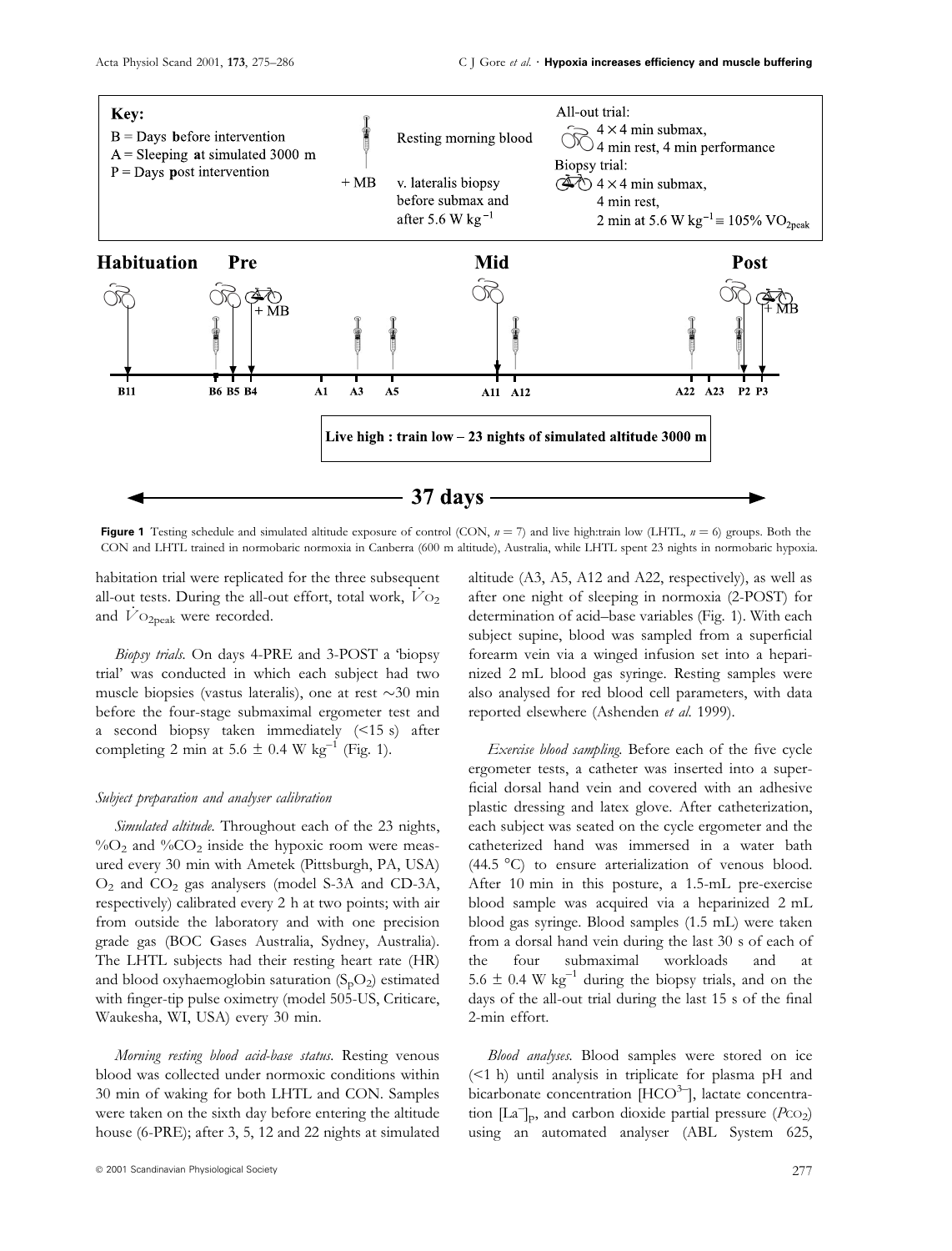**Figure 1** Testing schedule and simulated altitude exposure of control (CON, $n = 7$) and live high:train low (LHTL, $n = 6$) groups. Both the CON and LHTL trained in normobaric normoxia in Canberra (600 m altitude), Australia, while LHTL spent 23 nights in normobaric hypoxia.

habitation trial were replicated for the three subsequent all-out tests. During the all-out effort, total work, $\dot{V}O_2$ and $\dot{V}O_{2peak}$ were recorded.

*Biopsy trials.* On days 4-PRE and 3-POST a 'biopsy trial' was conducted in which each subject had two muscle biopsies (vastus lateralis), one at rest ~30 min before the four-stage submaximal ergometer test and a second biopsy taken immediately (<15 s) after completing 2 min at 5.6 ± 0.4 W kg$^{-1}$ (Fig. 1).

### Subject preparation and analyser calibration

*Simulated altitude.* Throughout each of the 23 nights, %$O_2$ and %$CO_2$ inside the hypoxic room were measured every 30 min with Ametek (Pittsburgh, PA, USA) $O_2$ and $CO_2$ gas analysers (model S-3A and CD-3A, respectively) calibrated every 2 h at two points; with air from outside the laboratory and with one precision grade gas (BOC Gases Australia, Sydney, Australia). The LHTL subjects had their resting heart rate (HR) and blood oxyhaemoglobin saturation ($S_pO_2$) estimated with finger-tip pulse oximetry (model 505-US, Criticare, Waukesha, WI, USA) every 30 min.

*Morning resting blood acid-base status.* Resting venous blood was collected under normoxic conditions within 30 min of waking for both LHTL and CON. Samples were taken on the sixth day before entering the altitude house (6-PRE); after 3, 5, 12 and 22 nights at simulated altitude (A3, A5, A12 and A22, respectively), as well as after one night of sleeping in normoxia (2-POST) for determination of acid–base variables (Fig. 1). With each subject supine, blood was sampled from a superficial forearm vein via a winged infusion set into a heparinized 2 mL blood gas syringe. Resting samples were also analysed for red blood cell parameters, with data reported elsewhere (Ashenden *et al.* 1999).

*Exercise blood sampling.* Before each of the five cycle ergometer tests, a catheter was inserted into a superficial dorsal hand vein and covered with an adhesive plastic dressing and latex glove. After catheterization, each subject was seated on the cycle ergometer and the catheterized hand was immersed in a water bath (44.5 °C) to ensure arterialization of venous blood. After 10 min in this posture, a 1.5-mL pre-exercise blood sample was acquired via a heparinized 2 mL blood gas syringe. Blood samples (1.5 mL) were taken from a dorsal hand vein during the last 30 s of each of the four submaximal workloads and at 5.6 ± 0.4 W kg$^{-1}$ during the biopsy trials, and on the days of the all-out trial during the last 15 s of the final 2-min effort.

*Blood analyses.* Blood samples were stored on ice (<1 h) until analysis in triplicate for plasma pH and bicarbonate concentration [$HCO^{3-}$], lactate concentration [$La^-$]$_p$, and carbon dioxide partial pressure ($P_{CO_2}$) using an automated analyser (ABL System 625,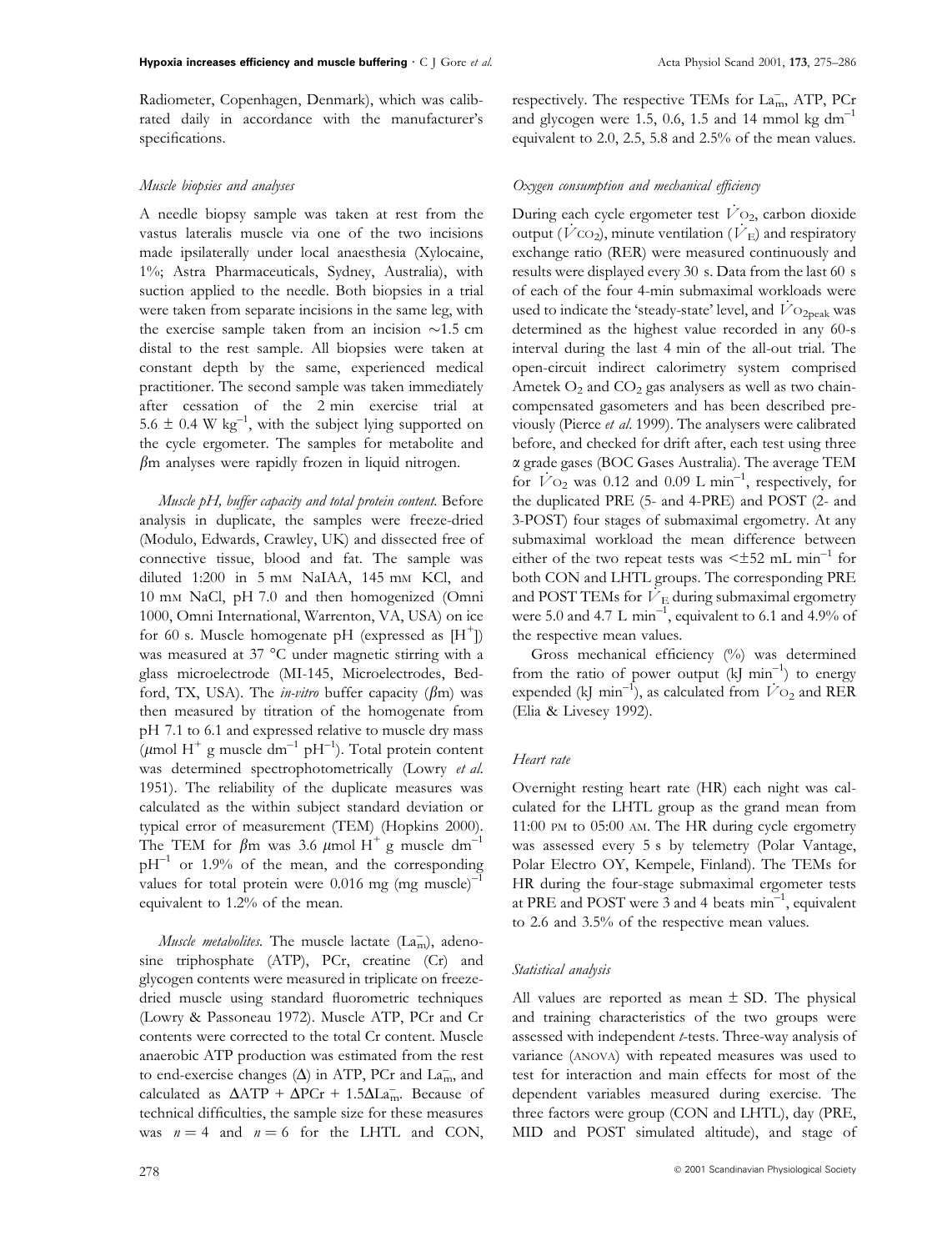Radiometer, Copenhagen, Denmark), which was calibrated daily in accordance with the manufacturer's specifications.

### *Muscle biopsies and analyses*

A needle biopsy sample was taken at rest from the vastus lateralis muscle via one of the two incisions made ipsilaterally under local anaesthesia (Xylocaine, 1%; Astra Pharmaceuticals, Sydney, Australia), with suction applied to the needle. Both biopsies in a trial were taken from separate incisions in the same leg, with the exercise sample taken from an incision ~1.5 cm distal to the rest sample. All biopsies were taken at constant depth by the same, experienced medical practitioner. The second sample was taken immediately after cessation of the 2 min exercise trial at $5.6 \pm 0.4$ W kg$^{-1}$, with the subject lying supported on the cycle ergometer. The samples for metabolite and $\beta$m analyses were rapidly frozen in liquid nitrogen.

*Muscle pH, buffer capacity and total protein content.* Before analysis in duplicate, the samples were freeze-dried (Modulo, Edwards, Crawley, UK) and dissected free of connective tissue, blood and fat. The sample was diluted 1:200 in 5 mM NaIAA, 145 mM KCl, and 10 mM NaCl, pH 7.0 and then homogenized (Omni 1000, Omni International, Warrenton, VA, USA) on ice for 60 s. Muscle homogenate pH (expressed as [$H^+$]) was measured at 37 °C under magnetic stirring with a glass microelectrode (MI-145, Microelectrodes, Bedford, TX, USA). The *in-vitro* buffer capacity ($\beta$m) was then measured by titration of the homogenate from pH 7.1 to 6.1 and expressed relative to muscle dry mass ($\mu$mol $H^+$ g muscle dm$^{-1}$ pH$^{-1}$). Total protein content was determined spectrophotometrically (Lowry *et al.* 1951). The reliability of the duplicate measures was calculated as the within subject standard deviation or typical error of measurement (TEM) (Hopkins 2000). The TEM for $\beta$m was 3.6 $\mu$mol $H^+$ g muscle dm$^{-1}$ pH$^{-1}$ or 1.9% of the mean, and the corresponding values for total protein were 0.016 mg (mg muscle)$^{-1}$ equivalent to 1.2% of the mean.

*Muscle metabolites.* The muscle lactate ($La^-_m$), adenosine triphosphate (ATP), PCr, creatine (Cr) and glycogen contents were measured in triplicate on freeze-dried muscle using standard fluorometric techniques (Lowry & Passoneau 1972). Muscle ATP, PCr and Cr contents were corrected to the total Cr content. Muscle anaerobic ATP production was estimated from the rest to end-exercise changes ($\Delta$) in ATP, PCr and $La^-_m$, and calculated as $\Delta ATP + \Delta PCr + 1.5\Delta La^-_m$. Because of technical difficulties, the sample size for these measures was $n = 4$ and $n = 6$ for the LHTL and CON, respectively. The respective TEMs for $La^-_m$, ATP, PCr and glycogen were 1.5, 0.6, 1.5 and 14 mmol kg dm$^{-1}$ equivalent to 2.0, 2.5, 5.8 and 2.5% of the mean values.

### *Oxygen consumption and mechanical efficiency*

During each cycle ergometer test $\dot{V}O_2$, carbon dioxide output ($\dot{V}CO_2$), minute ventilation ($\dot{V}_E$) and respiratory exchange ratio (RER) were measured continuously and results were displayed every 30 s. Data from the last 60 s of each of the four 4-min submaximal workloads were used to indicate the 'steady-state' level, and $\dot{V}O_{2peak}$ was determined as the highest value recorded in any 60-s interval during the last 4 min of the all-out trial. The open-circuit indirect calorimetry system comprised Ametek $O_2$ and $CO_2$ gas analysers as well as two chain-compensated gasometers and has been described previously (Pierce *et al.* 1999). The analysers were calibrated before, and checked for drift after, each test using three α grade gases (BOC Gases Australia). The average TEM for $\dot{V}O_2$ was 0.12 and 0.09 L min$^{-1}$, respectively, for the duplicated PRE (5- and 4-PRE) and POST (2- and 3-POST) four stages of submaximal ergometry. At any submaximal workload the mean difference between either of the two repeat tests was $< \pm 52$ mL min$^{-1}$ for both CON and LHTL groups. The corresponding PRE and POST TEMs for $\dot{V}_E$ during submaximal ergometry were 5.0 and 4.7 L min$^{-1}$, equivalent to 6.1 and 4.9% of the respective mean values.

Gross mechanical efficiency (%) was determined from the ratio of power output (kJ min$^{-1}$) to energy expended (kJ min$^{-1}$), as calculated from $\dot{V}O_2$ and RER (Elia & Livesey 1992).

### *Heart rate*

Overnight resting heart rate (HR) each night was calculated for the LHTL group as the grand mean from 11:00 PM to 05:00 AM. The HR during cycle ergometry was assessed every 5 s by telemetry (Polar Vantage, Polar Electro OY, Kempele, Finland). The TEMs for HR during the four-stage submaximal ergometer tests at PRE and POST were 3 and 4 beats min$^{-1}$, equivalent to 2.6 and 3.5% of the respective mean values.

### *Statistical analysis*

All values are reported as mean ± SD. The physical and training characteristics of the two groups were assessed with independent *t*-tests. Three-way analysis of variance (ANOVA) with repeated measures was used to test for interaction and main effects for most of the dependent variables measured during exercise. The three factors were group (CON and LHTL), day (PRE, MID and POST simulated altitude), and stage of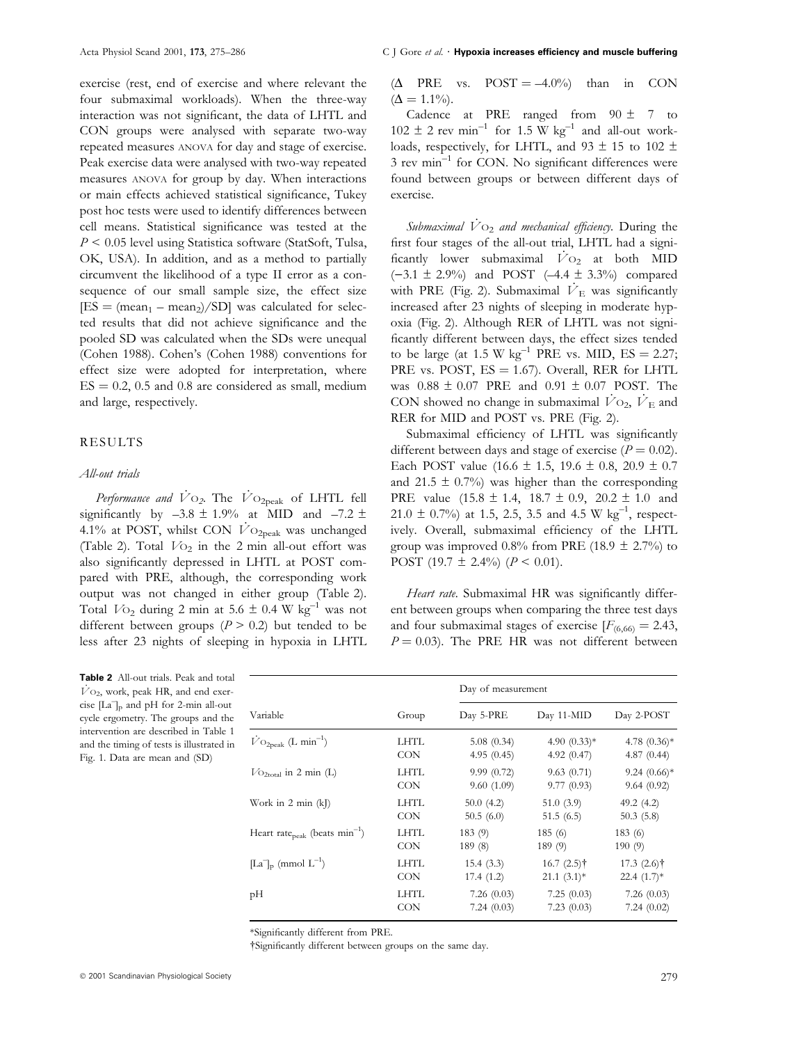exercise (rest, end of exercise and where relevant the four submaximal workloads). When the three-way interaction was not significant, the data of LHTL and CON groups were analysed with separate two-way repeated measures ANOVA for day and stage of exercise. Peak exercise data were analysed with two-way repeated measures ANOVA for group by day. When interactions or main effects achieved statistical significance, Tukey post hoc tests were used to identify differences between cell means. Statistical significance was tested at the $P < 0.05$ level using Statistica software (StatSoft, Tulsa, OK, USA). In addition, and as a method to partially circumvent the likelihood of a type II error as a consequence of our small sample size, the effect size [ES = $(\text{mean}_1 - \text{mean}_2)/\text{SD}$] was calculated for selected results that did not achieve significance and the pooled SD was calculated when the SDs were unequal (Cohen 1988). Cohen's (Cohen 1988) conventions for effect size were adopted for interpretation, where ES = 0.2, 0.5 and 0.8 are considered as small, medium and large, respectively.

## RESULTS

### All-out trials

*Performance and $\dot{V}O_2$.* The $\dot{V}O_{2peak}$ of LHTL fell significantly by $-3.8 \pm 1.9\%$ at MID and $-7.2 \pm 4.1\%$ at POST, whilst CON $\dot{V}O_{2peak}$ was unchanged (Table 2). Total $VO_2$ in the 2 min all-out effort was also significantly depressed in LHTL at POST compared with PRE, although, the corresponding work output was not changed in either group (Table 2). Total $VO_2$ during 2 min at $5.6 \pm 0.4$ W kg$^{-1}$ was not different between groups ($P > 0.2$) but tended to be less after 23 nights of sleeping in hypoxia in LHTL ($\Delta$ PRE vs. POST = –4.0%) than in CON ($\Delta$ = 1.1%).

Cadence at PRE ranged from $90 \pm 7$ to $102 \pm 2$ rev min$^{-1}$ for 1.5 W kg$^{-1}$ and all-out workloads, respectively, for LHTL, and $93 \pm 15$ to $102 \pm 3$ rev min$^{-1}$ for CON. No significant differences were found between groups or between different days of exercise.

*Submaximal $\dot{V}O_2$ and mechanical efficiency.* During the first four stages of the all-out trial, LHTL had a significantly lower submaximal $\dot{V}O_2$ at both MID ($-3.1 \pm 2.9\%$) and POST ($-4.4 \pm 3.3\%$) compared with PRE (Fig. 2). Submaximal $\dot{V}_E$ was significantly increased after 23 nights of sleeping in moderate hypoxia (Fig. 2). Although RER of LHTL was not significantly different between days, the effect sizes tended to be large (at 1.5 W kg$^{-1}$ PRE vs. MID, ES = 2.27; PRE vs. POST, ES = 1.67). Overall, RER for LHTL was $0.88 \pm 0.07$ PRE and $0.91 \pm 0.07$ POST. The CON showed no change in submaximal $\dot{V}O_2$, $\dot{V}_E$ and RER for MID and POST vs. PRE (Fig. 2).

Submaximal efficiency of LHTL was significantly different between days and stage of exercise ($P = 0.02$). Each POST value ($16.6 \pm 1.5$, $19.6 \pm 0.8$, $20.9 \pm 0.7$ and $21.5 \pm 0.7\%$) was higher than the corresponding PRE value ($15.8 \pm 1.4$, $18.7 \pm 0.9$, $20.2 \pm 1.0$ and $21.0 \pm 0.7\%$) at 1.5, 2.5, 3.5 and 4.5 W kg$^{-1}$, respectively. Overall, submaximal efficiency of the LHTL group was improved 0.8% from PRE ($18.9 \pm 2.7\%$) to POST ($19.7 \pm 2.4\%$) ($P < 0.01$).

*Heart rate.* Submaximal HR was significantly different between groups when comparing the three test days and four submaximal stages of exercise [$F_{(6,66)} = 2.43$, $P = 0.03$). The PRE HR was not different between

**Table 2** All-out trials. Peak and total $\dot{V}O_2$, work, peak HR, and end exercise $[La^-]_p$ and pH for 2-min all-out cycle ergometry. The groups and the intervention are described in Table 1 and the timing of tests is illustrated in Fig. 1. Data are mean and (SD)

| Variable | Group | Day of measurement | | |
|---|---|---|---|---|
| | | Day 5-PRE | Day 11-MID | Day 2-POST |
| $\dot{V}O_{2peak}$ (L min$^{-1}$) | LHTL | 5.08 (0.34) | 4.90 (0.33)* | 4.78 (0.36)* |
| | CON | 4.95 (0.45) | 4.92 (0.47) | 4.87 (0.44) |
| $VO_{2total}$ in 2 min (L) | LHTL | 9.99 (0.72) | 9.63 (0.71) | 9.24 (0.66)* |
| | CON | 9.60 (1.09) | 9.77 (0.93) | 9.64 (0.92) |
| Work in 2 min (kJ) | LHTL | 50.0 (4.2) | 51.0 (3.9) | 49.2 (4.2) |
| | CON | 50.5 (6.0) | 51.5 (6.5) | 50.3 (5.8) |
| Heart rate$_{peak}$ (beats min$^{-1}$) | LHTL | 183 (9) | 185 (6) | 183 (6) |
| | CON | 189 (8) | 189 (9) | 190 (9) |
| $[La^-]_p$ (mmol L$^{-1}$) | LHTL | 15.4 (3.3) | 16.7 (2.5)† | 17.3 (2.6)† |
| | CON | 17.4 (1.2) | 21.1 (3.1)* | 22.4 (1.7)* |
| pH | LHTL | 7.26 (0.03) | 7.25 (0.03) | 7.26 (0.03) |
| | CON | 7.24 (0.03) | 7.23 (0.03) | 7.24 (0.02) |

*Significantly different from PRE.

†Significantly different between groups on the same day.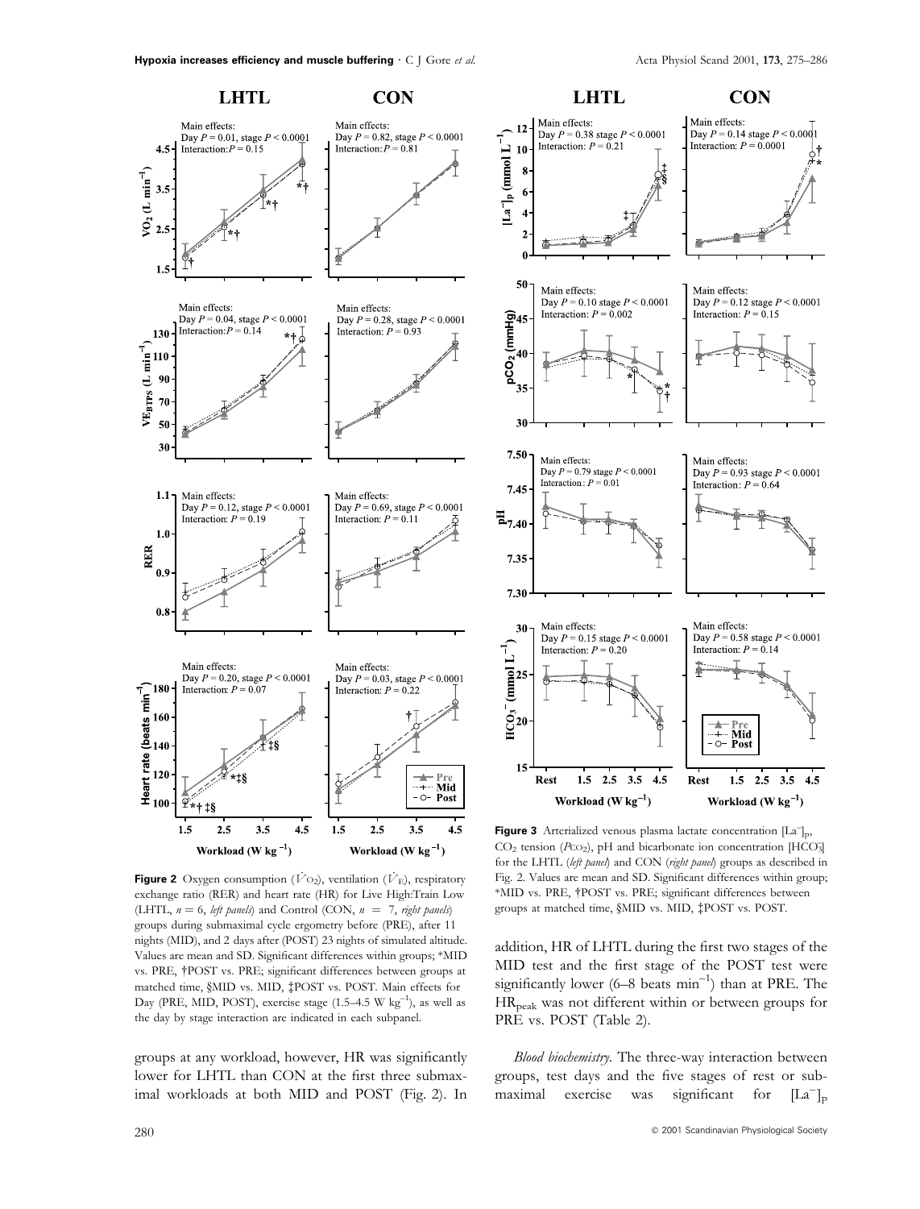**Figure 2** Oxygen consumption ($\dot{V}O_2$), ventilation ($\dot{V}_E$), respiratory exchange ratio (RER) and heart rate (HR) for Live High:Train Low (LHTL, $n = 6$, *left panels*) and Control (CON, $n = 7$, *right panels*) groups during submaximal cycle ergometry before (PRE), after 11 nights (MID), and 2 days after (POST) 23 nights of simulated altitude. Values are mean and SD. Significant differences within groups; *MID vs. PRE, †POST vs. PRE; significant differences between groups at matched time, §MID vs. MID, ‡POST vs. POST. Main effects for Day (PRE, MID, POST), exercise stage (1.5–4.5 W kg$^{-1}$), as well as the day by stage interaction are indicated in each subpanel.

**Figure 3** Arterialized venous plasma lactate concentration $[La^-]_p$, $CO_2$ tension ($P_{CO_2}$), pH and bicarbonate ion concentration $[HCO_3^-]$ for the LHTL (*left panel*) and CON (*right panel*) groups as described in Fig. 2. Values are mean and SD. Significant differences within group; *MID vs. PRE, †POST vs. PRE; significant differences between groups at matched time, §MID vs. MID, ‡POST vs. POST.

groups at any workload, however, HR was significantly lower for LHTL than CON at the first three submaximal workloads at both MID and POST (Fig. 2). In addition, HR of LHTL during the first two stages of the MID test and the first stage of the POST test were significantly lower (6–8 beats min$^{-1}$) than at PRE. The $HR_{peak}$ was not different within or between groups for PRE vs. POST (Table 2).

*Blood biochemistry.* The three-way interaction between groups, test days and the five stages of rest or submaximal exercise was significant for $[La^-]_p$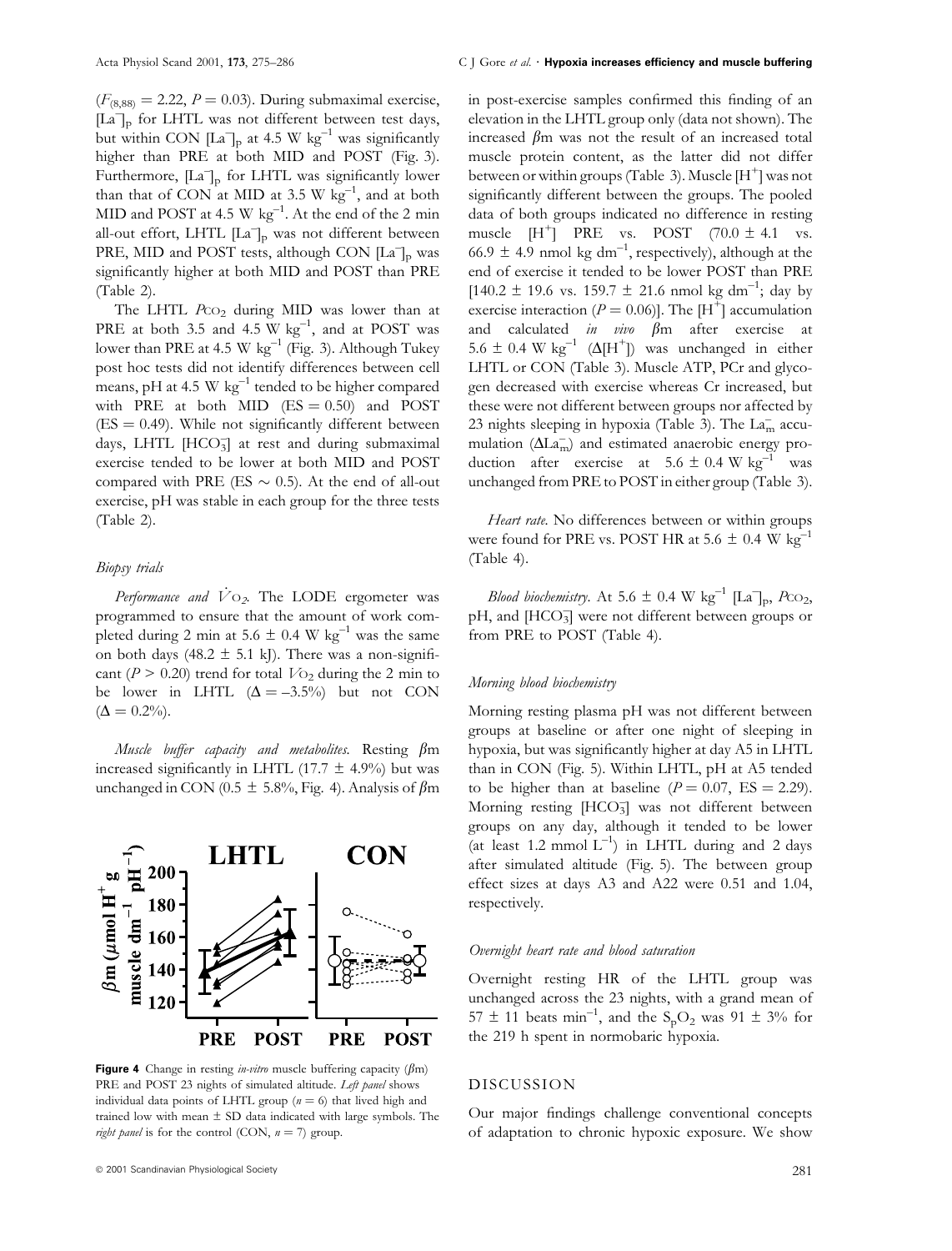($F_{(8,88)} = 2.22$, $P = 0.03$). During submaximal exercise, $[La^-]_p$ for LHTL was not different between test days, but within CON $[La^-]_p$ at 4.5 W $kg^{-1}$ was significantly higher than PRE at both MID and POST (Fig. 3). Furthermore, $[La^-]_p$ for LHTL was significantly lower than that of CON at MID at 3.5 W $kg^{-1}$, and at both MID and POST at 4.5 W $kg^{-1}$. At the end of the 2 min all-out effort, LHTL $[La^-]_p$ was not different between PRE, MID and POST tests, although CON $[La^-]_p$ was significantly higher at both MID and POST than PRE (Table 2).

The LHTL $P_{CO_2}$ during MID was lower than at PRE at both 3.5 and 4.5 W $kg^{-1}$, and at POST was lower than PRE at 4.5 W $kg^{-1}$ (Fig. 3). Although Tukey post hoc tests did not identify differences between cell means, pH at 4.5 W $kg^{-1}$ tended to be higher compared with PRE at both MID (ES = 0.50) and POST (ES = 0.49). While not significantly different between days, LHTL $[HCO_3^-]$ at rest and during submaximal exercise tended to be lower at both MID and POST compared with PRE (ES ~ 0.5). At the end of all-out exercise, pH was stable in each group for the three tests (Table 2).

*Biopsy trials*

*Performance and* $\dot{V}O_2$. The LODE ergometer was programmed to ensure that the amount of work completed during 2 min at 5.6 ± 0.4 W $kg^{-1}$ was the same on both days (48.2 ± 5.1 kJ). There was a non-significant ($P > 0.20$) trend for total $\dot{V}O_2$ during the 2 min to be lower in LHTL (Δ = –3.5%) but not CON (Δ = 0.2%).

*Muscle buffer capacity and metabolites.* Resting βm increased significantly in LHTL (17.7 ± 4.9%) but was unchanged in CON (0.5 ± 5.8%, Fig. 4). Analysis of βm in post-exercise samples confirmed this finding of an elevation in the LHTL group only (data not shown). The increased βm was not the result of an increased total muscle protein content, as the latter did not differ between or within groups (Table 3). Muscle $[H^+]$ was not significantly different between the groups. The pooled data of both groups indicated no difference in resting muscle $[H^+]$ PRE vs. POST (70.0 ± 4.1 vs. 66.9 ± 4.9 nmol kg $dm^{-1}$, respectively), although at the end of exercise it tended to be lower POST than PRE [140.2 ± 19.6 vs. 159.7 ± 21.6 nmol kg $dm^{-1}$; day by exercise interaction ($P = 0.06$)]. The $[H^+]$ accumulation and calculated *in vivo* βm after exercise at 5.6 ± 0.4 W $kg^{-1}$ ($\Delta[H^+]$) was unchanged in either LHTL or CON (Table 3). Muscle ATP, PCr and glycogen decreased with exercise whereas Cr increased, but these were not different between groups nor affected by 23 nights sleeping in hypoxia (Table 3). The $La^-_m$ accumulation ($\Delta La^-_m$) and estimated anaerobic energy production after exercise at 5.6 ± 0.4 W $kg^{-1}$ was unchanged from PRE to POST in either group (Table 3).

**Figure 4** Change in resting *in-vitro* muscle buffering capacity (βm) PRE and POST 23 nights of simulated altitude. *Left panel* shows individual data points of LHTL group ($n = 6$) that lived high and trained low with mean ± SD data indicated with large symbols. The *right panel* is for the control (CON, $n = 7$) group.

*Heart rate.* No differences between or within groups were found for PRE vs. POST HR at 5.6 ± 0.4 W $kg^{-1}$ (Table 4).

*Blood biochemistry.* At 5.6 ± 0.4 W $kg^{-1}$ $[La^-]_p$, $P_{CO_2}$, pH, and $[HCO_3^-]$ were not different between groups or from PRE to POST (Table 4).

*Morning blood biochemistry*

Morning resting plasma pH was not different between groups at baseline or after one night of sleeping in hypoxia, but was significantly higher at day A5 in LHTL than in CON (Fig. 5). Within LHTL, pH at A5 tended to be higher than at baseline ($P = 0.07$, ES = 2.29). Morning resting $[HCO_3^-]$ was not different between groups on any day, although it tended to be lower (at least 1.2 mmol $L^{-1}$) in LHTL during and 2 days after simulated altitude (Fig. 5). The between group effect sizes at days A3 and A22 were 0.51 and 1.04, respectively.

*Overnight heart rate and blood saturation*

Overnight resting HR of the LHTL group was unchanged across the 23 nights, with a grand mean of 57 ± 11 beats $min^{-1}$, and the $S_pO_2$ was 91 ± 3% for the 219 h spent in normobaric hypoxia.

## DISCUSSION

Our major findings challenge conventional concepts of adaptation to chronic hypoxic exposure. We show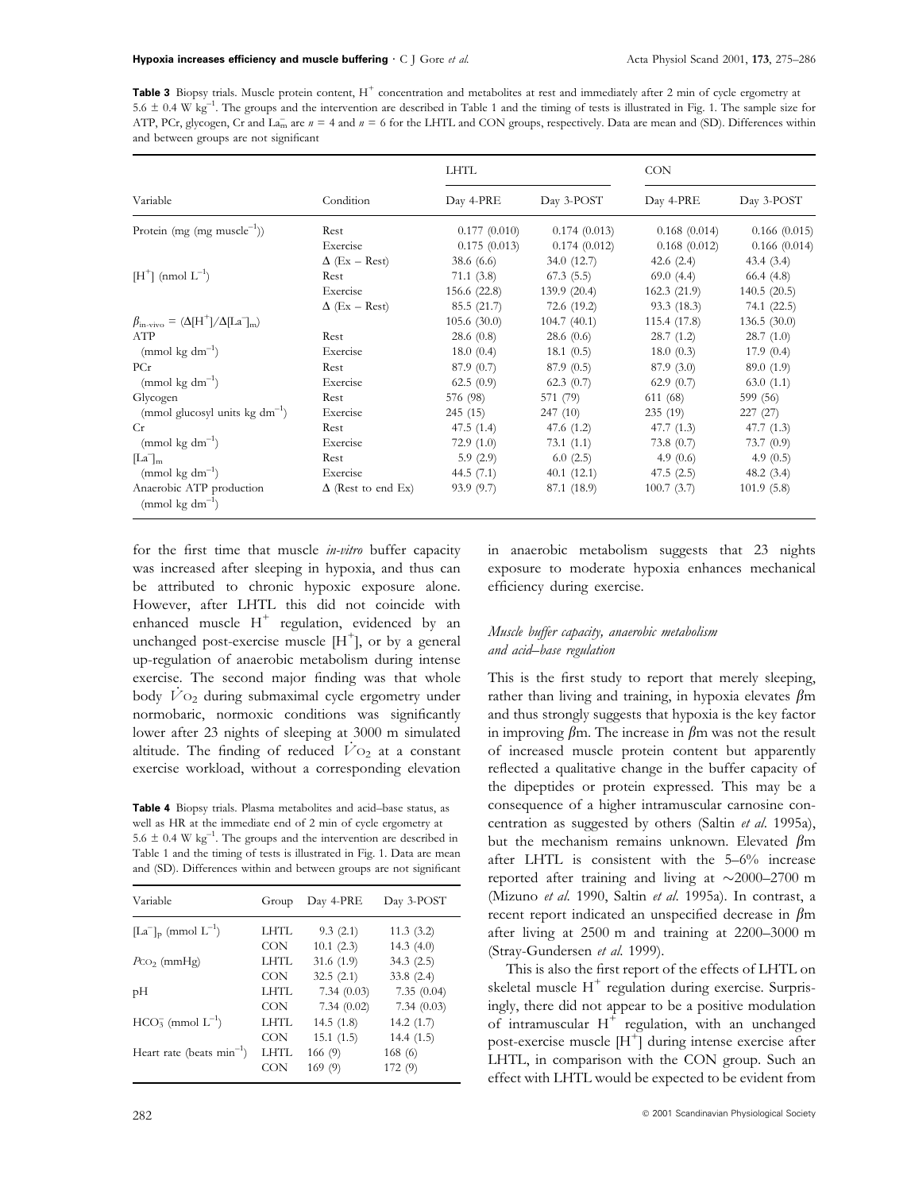**Table 3** Biopsy trials. Muscle protein content, $H^+$ concentration and metabolites at rest and immediately after 2 min of cycle ergometry at $5.6 \pm 0.4$ W $kg^{-1}$. The groups and the intervention are described in Table 1 and the timing of tests is illustrated in Fig. 1. The sample size for ATP, PCr, glycogen, Cr and $La^-_m$ are $n = 4$ and $n = 6$ for the LHTL and CON groups, respectively. Data are mean and (SD). Differences within and between groups are not significant

| Variable | Condition | LHTL | | CON | |
|---|---|---|---|---|---|
| | | Day 4-PRE | Day 3-POST | Day 4-PRE | Day 3-POST |
| Protein (mg (mg $muscle^{-1}$)) | Rest | 0.177 (0.010) | 0.174 (0.013) | 0.168 (0.014) | 0.166 (0.015) |
| | Exercise | 0.175 (0.013) | 0.174 (0.012) | 0.168 (0.012) | 0.166 (0.014) |
| | Δ (Ex – Rest) | 38.6 (6.6) | 34.0 (12.7) | 42.6 (2.4) | 43.4 (3.4) |
| $[H^+]$ (nmol $L^{-1}$) | Rest | 71.1 (3.8) | 67.3 (5.5) | 69.0 (4.4) | 66.4 (4.8) |
| | Exercise | 156.6 (22.8) | 139.9 (20.4) | 162.3 (21.9) | 140.5 (20.5) |
| | Δ (Ex – Rest) | 85.5 (21.7) | 72.6 (19.2) | 93.3 (18.3) | 74.1 (22.5) |
| $\beta_{in\text{-}vivo} = (\Delta[H^+]/\Delta[La^-]_m)$ | | 105.6 (30.0) | 104.7 (40.1) | 115.4 (17.8) | 136.5 (30.0) |
| ATP (mmol kg $dm^{-1}$) | Rest | 28.6 (0.8) | 28.6 (0.6) | 28.7 (1.2) | 28.7 (1.0) |
| | Exercise | 18.0 (0.4) | 18.1 (0.5) | 18.0 (0.3) | 17.9 (0.4) |
| PCr (mmol kg $dm^{-1}$) | Rest | 87.9 (0.7) | 87.9 (0.5) | 87.9 (3.0) | 89.0 (1.9) |
| | Exercise | 62.5 (0.9) | 62.3 (0.7) | 62.9 (0.7) | 63.0 (1.1) |
| Glycogen (mmol glucosyl units kg $dm^{-1}$) | Rest | 576 (98) | 571 (79) | 611 (68) | 599 (56) |
| | Exercise | 245 (15) | 247 (10) | 235 (19) | 227 (27) |
| Cr (mmol kg $dm^{-1}$) | Rest | 47.5 (1.4) | 47.6 (1.2) | 47.7 (1.3) | 47.7 (1.3) |
| | Exercise | 72.9 (1.0) | 73.1 (1.1) | 73.8 (0.7) | 73.7 (0.9) |
| $[La^-]_m$ (mmol kg $dm^{-1}$) | Rest | 5.9 (2.9) | 6.0 (2.5) | 4.9 (0.6) | 4.9 (0.5) |
| | Exercise | 44.5 (7.1) | 40.1 (12.1) | 47.5 (2.5) | 48.2 (3.4) |
| Anaerobic ATP production (mmol kg $dm^{-1}$) | Δ (Rest to end Ex) | 93.9 (9.7) | 87.1 (18.9) | 100.7 (3.7) | 101.9 (5.8) |

for the first time that muscle *in-vitro* buffer capacity was increased after sleeping in hypoxia, and thus can be attributed to chronic hypoxic exposure alone. However, after LHTL this did not coincide with enhanced muscle $H^+$ regulation, evidenced by an unchanged post-exercise muscle $[H^+]$, or by a general up-regulation of anaerobic metabolism during intense exercise. The second major finding was that whole body $\dot{V}O_2$ during submaximal cycle ergometry under normobaric, normoxic conditions was significantly lower after 23 nights of sleeping at 3000 m simulated altitude. The finding of reduced $\dot{V}O_2$ at a constant exercise workload, without a corresponding elevation

**Table 4** Biopsy trials. Plasma metabolites and acid–base status, as well as HR at the immediate end of 2 min of cycle ergometry at $5.6 \pm 0.4$ W $kg^{-1}$. The groups and the intervention are described in Table 1 and the timing of tests is illustrated in Fig. 1. Data are mean and (SD). Differences within and between groups are not significant

| Variable | Group | Day 4-PRE | Day 3-POST |
|---|---|---|---|
| $[La^-]_p$ (mmol $L^{-1}$) | LHTL | 9.3 (2.1) | 11.3 (3.2) |
| | CON | 10.1 (2.3) | 14.3 (4.0) |
| $P_{CO_2}$ (mmHg) | LHTL | 31.6 (1.9) | 34.3 (2.5) |
| | CON | 32.5 (2.1) | 33.8 (2.4) |
| pH | LHTL | 7.34 (0.03) | 7.35 (0.04) |
| | CON | 7.34 (0.02) | 7.34 (0.03) |
| $HCO_3^-$ (mmol $L^{-1}$) | LHTL | 14.5 (1.8) | 14.2 (1.7) |
| | CON | 15.1 (1.5) | 14.4 (1.5) |
| Heart rate (beats $min^{-1}$) | LHTL | 166 (9) | 168 (6) |
| | CON | 169 (9) | 172 (9) |

in anaerobic metabolism suggests that 23 nights exposure to moderate hypoxia enhances mechanical efficiency during exercise.

### *Muscle buffer capacity, anaerobic metabolism and acid–base regulation*

This is the first study to report that merely sleeping, rather than living and training, in hypoxia elevates $\beta$m and thus strongly suggests that hypoxia is the key factor in improving $\beta$m. The increase in $\beta$m was not the result of increased muscle protein content but apparently reflected a qualitative change in the buffer capacity of the dipeptides or protein expressed. This may be a consequence of a higher intramuscular carnosine concentration as suggested by others (Saltin *et al.* 1995a), but the mechanism remains unknown. Elevated $\beta$m after LHTL is consistent with the 5–6% increase reported after training and living at ~2000–2700 m (Mizuno *et al.* 1990, Saltin *et al.* 1995a). In contrast, a recent report indicated an unspecified decrease in $\beta$m after living at 2500 m and training at 2200–3000 m (Stray-Gundersen *et al.* 1999).

This is also the first report of the effects of LHTL on skeletal muscle $H^+$ regulation during exercise. Surprisingly, there did not appear to be a positive modulation of intramuscular $H^+$ regulation, with an unchanged post-exercise muscle $[H^+]$ during intense exercise after LHTL, in comparison with the CON group. Such an effect with LHTL would be expected to be evident from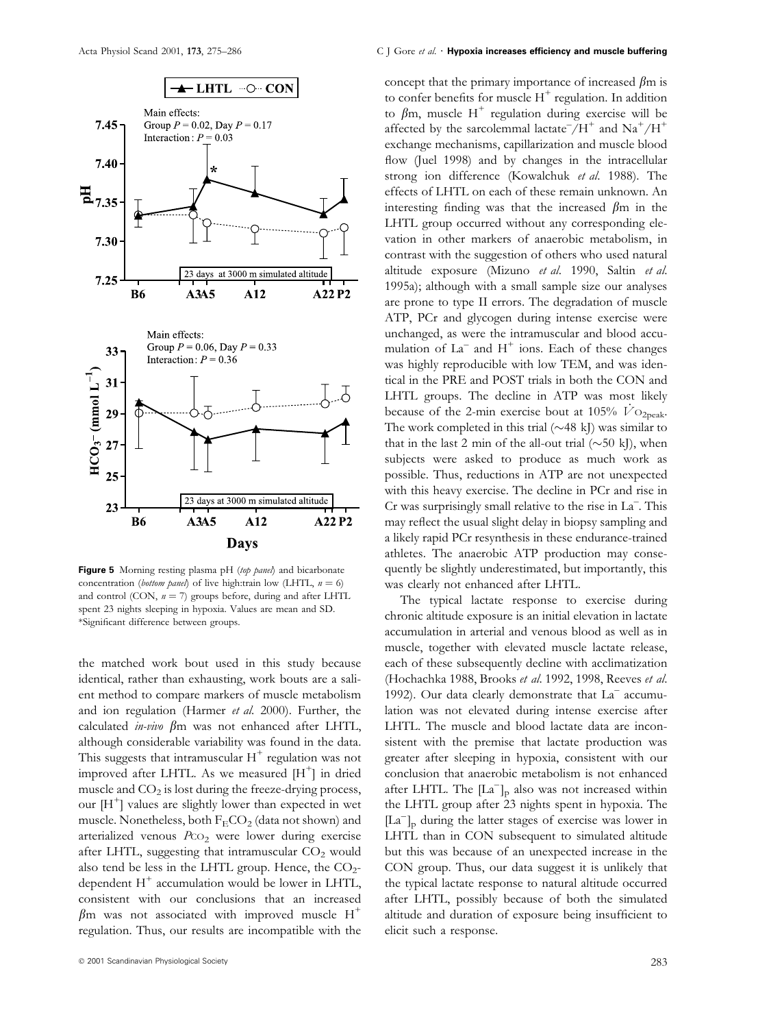**Figure 5** Morning resting plasma pH (*top panel*) and bicarbonate concentration (*bottom panel*) of live high:train low (LHTL, $n = 6$) and control (CON, $n = 7$) groups before, during and after LHTL spent 23 nights sleeping in hypoxia. Values are mean and SD. *Significant difference between groups.

the matched work bout used in this study because identical, rather than exhausting, work bouts are a salient method to compare markers of muscle metabolism and ion regulation (Harmer *et al.* 2000). Further, the calculated *in-vivo* $\beta$m was not enhanced after LHTL, although considerable variability was found in the data. This suggests that intramuscular $H^+$ regulation was not improved after LHTL. As we measured $[H^+]$ in dried muscle and $CO_2$ is lost during the freeze-drying process, our $[H^+]$ values are slightly lower than expected in wet muscle. Nonetheless, both $F_ECO_2$ (data not shown) and arterialized venous $P_{CO_2}$ were lower during exercise after LHTL, suggesting that intramuscular $CO_2$ would also tend be less in the LHTL group. Hence, the $CO_2$-dependent $H^+$ accumulation would be lower in LHTL, consistent with our conclusions that an increased $\beta$m was not associated with improved muscle $H^+$ regulation. Thus, our results are incompatible with the concept that the primary importance of increased $\beta$m is to confer benefits for muscle $H^+$ regulation. In addition to $\beta$m, muscle $H^+$ regulation during exercise will be affected by the sarcolemmal lactate$^-$/$H^+$ and $Na^+$/$H^+$ exchange mechanisms, capillarization and muscle blood flow (Juel 1998) and by changes in the intracellular strong ion difference (Kowalchuk *et al.* 1988). The effects of LHTL on each of these remain unknown. An interesting finding was that the increased $\beta$m in the LHTL group occurred without any corresponding elevation in other markers of anaerobic metabolism, in contrast with the suggestion of others who used natural altitude exposure (Mizuno *et al.* 1990, Saltin *et al.* 1995a); although with a small sample size our analyses are prone to type II errors. The degradation of muscle ATP, PCr and glycogen during intense exercise were unchanged, as were the intramuscular and blood accumulation of $La^-$ and $H^+$ ions. Each of these changes was highly reproducible with low TEM, and was identical in the PRE and POST trials in both the CON and LHTL groups. The decline in ATP was most likely because of the 2-min exercise bout at 105% $\dot{V}O_{2peak}$. The work completed in this trial (~48 kJ) was similar to that in the last 2 min of the all-out trial (~50 kJ), when subjects were asked to produce as much work as possible. Thus, reductions in ATP are not unexpected with this heavy exercise. The decline in PCr and rise in Cr was surprisingly small relative to the rise in $La^-$. This may reflect the usual slight delay in biopsy sampling and a likely rapid PCr resynthesis in these endurance-trained athletes. The anaerobic ATP production may consequently be slightly underestimated, but importantly, this was clearly not enhanced after LHTL.

The typical lactate response to exercise during chronic altitude exposure is an initial elevation in lactate accumulation in arterial and venous blood as well as in muscle, together with elevated muscle lactate release, each of these subsequently decline with acclimatization (Hochachka 1988, Brooks *et al.* 1992, 1998, Reeves *et al.* 1992). Our data clearly demonstrate that $La^-$ accumulation was not elevated during intense exercise after LHTL. The muscle and blood lactate data are inconsistent with the premise that lactate production was greater after sleeping in hypoxia, consistent with our conclusion that anaerobic metabolism is not enhanced after LHTL. The $[La^-]_p$ also was not increased within the LHTL group after 23 nights spent in hypoxia. The $[La^-]_p$ during the latter stages of exercise was lower in LHTL than in CON subsequent to simulated altitude but this was because of an unexpected increase in the CON group. Thus, our data suggest it is unlikely that the typical lactate response to natural altitude occurred after LHTL, possibly because of both the simulated altitude and duration of exposure being insufficient to elicit such a response.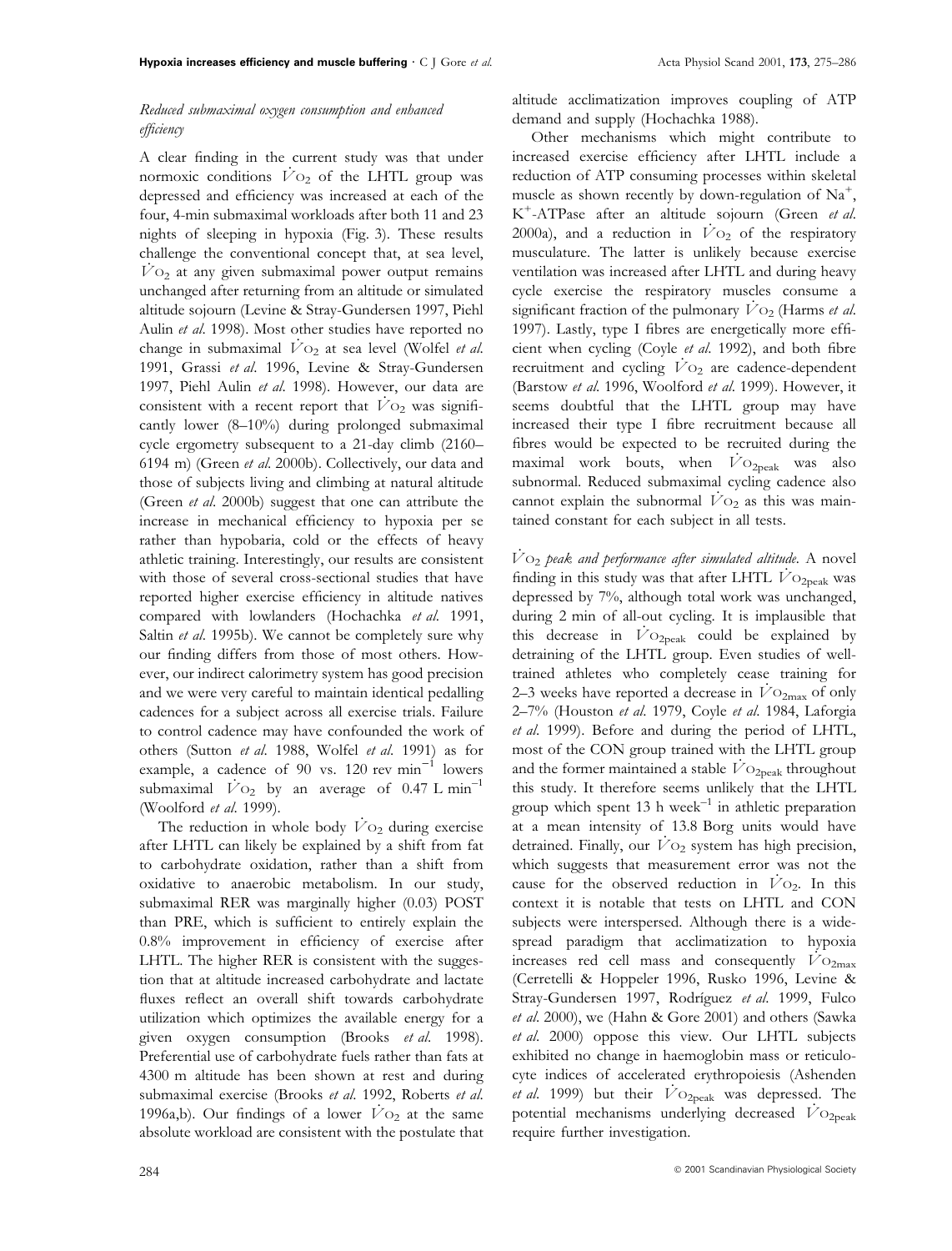### *Reduced submaximal oxygen consumption and enhanced efficiency*

A clear finding in the current study was that under normoxic conditions $\dot{V}O_2$ of the LHTL group was depressed and efficiency was increased at each of the four, 4-min submaximal workloads after both 11 and 23 nights of sleeping in hypoxia (Fig. 3). These results challenge the conventional concept that, at sea level, $\dot{V}O_2$ at any given submaximal power output remains unchanged after returning from an altitude or simulated altitude sojourn (Levine & Stray-Gundersen 1997, Piehl Aulin *et al*. 1998). Most other studies have reported no change in submaximal $\dot{V}O_2$ at sea level (Wolfel *et al*. 1991, Grassi *et al*. 1996, Levine & Stray-Gundersen 1997, Piehl Aulin *et al*. 1998). However, our data are consistent with a recent report that $\dot{V}O_2$ was significantly lower (8–10%) during prolonged submaximal cycle ergometry subsequent to a 21-day climb (2160–6194 m) (Green *et al*. 2000b). Collectively, our data and those of subjects living and climbing at natural altitude (Green *et al*. 2000b) suggest that one can attribute the increase in mechanical efficiency to hypoxia per se rather than hypobaria, cold or the effects of heavy athletic training. Interestingly, our results are consistent with those of several cross-sectional studies that have reported higher exercise efficiency in altitude natives compared with lowlanders (Hochachka *et al*. 1991, Saltin *et al*. 1995b). We cannot be completely sure why our finding differs from those of most others. However, our indirect calorimetry system has good precision and we were very careful to maintain identical pedalling cadences for a subject across all exercise trials. Failure to control cadence may have confounded the work of others (Sutton *et al*. 1988, Wolfel *et al*. 1991) as for example, a cadence of 90 vs. 120 rev min$^{-1}$ lowers submaximal $\dot{V}O_2$ by an average of 0.47 L min$^{-1}$ (Woolford *et al*. 1999).

The reduction in whole body $\dot{V}O_2$ during exercise after LHTL can likely be explained by a shift from fat to carbohydrate oxidation, rather than a shift from oxidative to anaerobic metabolism. In our study, submaximal RER was marginally higher (0.03) POST than PRE, which is sufficient to entirely explain the 0.8% improvement in efficiency of exercise after LHTL. The higher RER is consistent with the suggestion that at altitude increased carbohydrate and lactate fluxes reflect an overall shift towards carbohydrate utilization which optimizes the available energy for a given oxygen consumption (Brooks *et al*. 1998). Preferential use of carbohydrate fuels rather than fats at 4300 m altitude has been shown at rest and during submaximal exercise (Brooks *et al*. 1992, Roberts *et al*. 1996a,b). Our findings of a lower $\dot{V}O_2$ at the same absolute workload are consistent with the postulate that altitude acclimatization improves coupling of ATP demand and supply (Hochachka 1988).

Other mechanisms which might contribute to increased exercise efficiency after LHTL include a reduction of ATP consuming processes within skeletal muscle as shown recently by down-regulation of $Na^+$, $K^+$-ATPase after an altitude sojourn (Green *et al*. 2000a), and a reduction in $\dot{V}O_2$ of the respiratory musculature. The latter is unlikely because exercise ventilation was increased after LHTL and during heavy cycle exercise the respiratory muscles consume a significant fraction of the pulmonary $\dot{V}O_2$ (Harms *et al*. 1997). Lastly, type I fibres are energetically more efficient when cycling (Coyle *et al*. 1992), and both fibre recruitment and cycling $\dot{V}O_2$ are cadence-dependent (Barstow *et al*. 1996, Woolford *et al*. 1999). However, it seems doubtful that the LHTL group may have increased their type I fibre recruitment because all fibres would be expected to be recruited during the maximal work bouts, when $\dot{V}O_{2peak}$ was also subnormal. Reduced submaximal cycling cadence also cannot explain the subnormal $\dot{V}O_2$ as this was maintained constant for each subject in all tests.

*$\dot{V}O_2$ peak and performance after simulated altitude.* A novel finding in this study was that after LHTL $\dot{V}O_{2peak}$ was depressed by 7%, although total work was unchanged, during 2 min of all-out cycling. It is implausible that this decrease in $\dot{V}O_{2peak}$ could be explained by detraining of the LHTL group. Even studies of well-trained athletes who completely cease training for 2–3 weeks have reported a decrease in $\dot{V}O_{2max}$ of only 2–7% (Houston *et al*. 1979, Coyle *et al*. 1984, Laforgia *et al*. 1999). Before and during the period of LHTL, most of the CON group trained with the LHTL group and the former maintained a stable $\dot{V}O_{2peak}$ throughout this study. It therefore seems unlikely that the LHTL group which spent 13 h week$^{-1}$ in athletic preparation at a mean intensity of 13.8 Borg units would have detrained. Finally, our $\dot{V}O_2$ system has high precision, which suggests that measurement error was not the cause for the observed reduction in $\dot{V}O_2$. In this context it is notable that tests on LHTL and CON subjects were interspersed. Although there is a widespread paradigm that acclimatization to hypoxia increases red cell mass and consequently $\dot{V}O_{2max}$ (Cerretelli & Hoppeler 1996, Rusko 1996, Levine & Stray-Gundersen 1997, Rodríguez *et al*. 1999, Fulco *et al*. 2000), we (Hahn & Gore 2001) and others (Sawka *et al*. 2000) oppose this view. Our LHTL subjects exhibited no change in haemoglobin mass or reticulocyte indices of accelerated erythropoiesis (Ashenden *et al*. 1999) but their $\dot{V}O_{2peak}$ was depressed. The potential mechanisms underlying decreased $\dot{V}O_{2peak}$ require further investigation.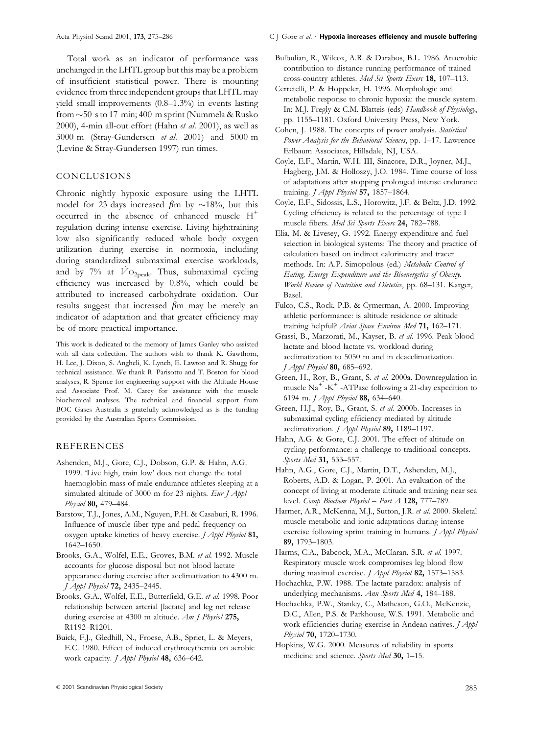Total work as an indicator of performance was unchanged in the LHTL group but this may be a problem of insufficient statistical power. There is mounting evidence from three independent groups that LHTL may yield small improvements (0.8–1.3%) in events lasting from ~50 s to 17 min; 400 m sprint (Nummela & Rusko 2000), 4-min all-out effort (Hahn *et al.* 2001), as well as 3000 m (Stray-Gundersen *et al.* 2001) and 5000 m (Levine & Stray-Gundersen 1997) run times.

## CONCLUSIONS

Chronic nightly hypoxic exposure using the LHTL model for 23 days increased $\beta$m by ~18%, but this occurred in the absence of enhanced muscle $H^+$ regulation during intense exercise. Living high:training low also significantly reduced whole body oxygen utilization during exercise in normoxia, including during standardized submaximal exercise workloads, and by 7% at $\dot{V}O_{2peak}$. Thus, submaximal cycling efficiency was increased by 0.8%, which could be attributed to increased carbohydrate oxidation. Our results suggest that increased $\beta$m may be merely an indicator of adaptation and that greater efficiency may be of more practical importance.

This work is dedicated to the memory of James Ganley who assisted with all data collection. The authors wish to thank K. Gawthorn, H. Lee, J. Dixon, S. Angheli, K. Lynch, E. Lawton and R. Shugg for technical assistance. We thank R. Parisotto and T. Boston for blood analyses, R. Spence for engineering support with the Altitude House and Associate Prof. M. Carey for assistance with the muscle biochemical analyses. The technical and financial support from BOC Gases Australia is gratefully acknowledged as is the funding provided by the Australian Sports Commission.

## REFERENCES

Ashenden, M.J., Gore, C.J., Dobson, G.P. & Hahn, A.G. 1999. 'Live high, train low' does not change the total haemoglobin mass of male endurance athletes sleeping at a simulated altitude of 3000 m for 23 nights. *Eur J Appl Physiol* **80,** 479–484.

Barstow, T.J., Jones, A.M., Nguyen, P.H. & Casaburi, R. 1996. Influence of muscle fiber type and pedal frequency on oxygen uptake kinetics of heavy exercise. *J Appl Physiol* **81,** 1642–1650.

Brooks, G.A., Wolfel, E.E., Groves, B.M. *et al.* 1992. Muscle accounts for glucose disposal but not blood lactate appearance during exercise after acclimatization to 4300 m. *J Appl Physiol* **72,** 2435–2445.

Brooks, G.A., Wolfel, E.E., Butterfield, G.E. *et al.* 1998. Poor relationship between arterial [lactate] and leg net release during exercise at 4300 m altitude. *Am J Physiol* **275,** R1192–R1201.

Buick, F.J., Gledhill, N., Froese, A.B., Spriet, L. & Meyers, E.C. 1980. Effect of induced erythrocythemia on aerobic work capacity. *J Appl Physiol* **48,** 636–642.

Bulbulian, R., Wilcox, A.R. & Darabos, B.L. 1986. Anaerobic contribution to distance running performance of trained cross-country athletes. *Med Sci Sports Exerc* **18,** 107–113.

Cerretelli, P. & Hoppeler, H. 1996. Morphologic and metabolic response to chronic hypoxia: the muscle system. In: M.J. Fregly & C.M. Blatteis (eds) *Handbook of Physiology*, pp. 1155–1181. Oxford University Press, New York.

Cohen, J. 1988. The concepts of power analysis. *Statistical Power Analysis for the Behavioral Sciences*, pp. 1–17. Lawrence Erlbaum Associates, Hillsdale, NJ, USA.

Coyle, E.F., Martin, W.H. III, Sinacore, D.R., Joyner, M.J., Hagberg, J.M. & Holloszy, J.O. 1984. Time course of loss of adaptations after stopping prolonged intense endurance training. *J Appl Physiol* **57,** 1857–1864.

Coyle, E.F., Sidossis, L.S., Horowitz, J.F. & Beltz, J.D. 1992. Cycling efficiency is related to the percentage of type I muscle fibers. *Med Sci Sports Exerc* **24,** 782–788.

Elia, M. & Livesey, G. 1992. Energy expenditure and fuel selection in biological systems: The theory and practice of calculation based on indirect calorimetry and tracer methods. In: A.P. Simopolous (ed.) *Metabolic Control of Eating, Energy Expenditure and the Bioenergetics of Obesity. World Review of Nutrition and Dietetics*, pp. 68–131. Karger, Basel.

Fulco, C.S., Rock, P.B. & Cymerman, A. 2000. Improving athletic performance: is altitude residence or altitude training helpful? *Aviat Space Environ Med* **71,** 162–171.

Grassi, B., Marzorati, M., Kayser, B. *et al.* 1996. Peak blood lactate and blood lactate vs. workload during acclimatization to 5050 m and in deacclimatization. *J Appl Physiol* **80,** 685–692.

Green, H., Roy, B., Grant, S. *et al.* 2000a. Downregulation in muscle $Na^+$ -$K^+$ -ATPase following a 21-day expedition to 6194 m. *J Appl Physiol* **88,** 634–640.

Green, H.J., Roy, B., Grant, S. *et al.* 2000b. Increases in submaximal cycling efficiency mediated by altitude acclimatization. *J Appl Physiol* **89,** 1189–1197.

Hahn, A.G. & Gore, C.J. 2001. The effect of altitude on cycling performance: a challenge to traditional concepts. *Sports Med* **31,** 533–557.

Hahn, A.G., Gore, C.J., Martin, D.T., Ashenden, M.J., Roberts, A.D. & Logan, P. 2001. An evaluation of the concept of living at moderate altitude and training near sea level. *Comp Biochem Physiol – Part A* **128,** 777–789.

Harmer, A.R., McKenna, M.J., Sutton, J.R. *et al.* 2000. Skeletal muscle metabolic and ionic adaptations during intense exercise following sprint training in humans. *J Appl Physiol* **89,** 1793–1803.

Harms, C.A., Babcock, M.A., McClaran, S.R. *et al.* 1997. Respiratory muscle work compromises leg blood flow during maximal exercise. *J Appl Physiol* **82,** 1573–1583.

Hochachka, P.W. 1988. The lactate paradox: analysis of underlying mechanisms. *Ann Sports Med* **4,** 184–188.

Hochachka, P.W., Stanley, C., Matheson, G.O., McKenzie, D.C., Allen, P.S. & Parkhouse, W.S. 1991. Metabolic and work efficiencies during exercise in Andean natives. *J Appl Physiol* **70,** 1720–1730.

Hopkins, W.G. 2000. Measures of reliability in sports medicine and science. *Sports Med* **30,** 1–15.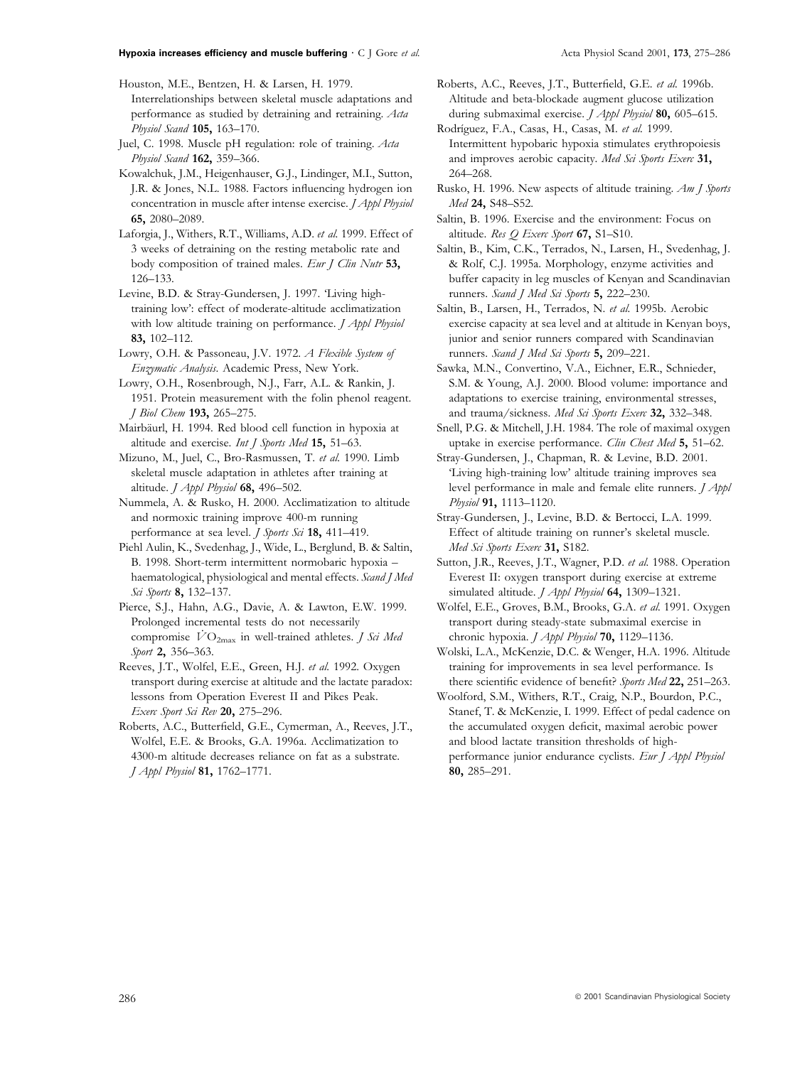Houston, M.E., Bentzen, H. & Larsen, H. 1979. Interrelationships between skeletal muscle adaptations and performance as studied by detraining and retraining. *Acta Physiol Scand* **105,** 163–170.

Juel, C. 1998. Muscle pH regulation: role of training. *Acta Physiol Scand* **162,** 359–366.

Kowalchuk, J.M., Heigenhauser, G.J., Lindinger, M.I., Sutton, J.R. & Jones, N.L. 1988. Factors influencing hydrogen ion concentration in muscle after intense exercise. *J Appl Physiol* **65,** 2080–2089.

Laforgia, J., Withers, R.T., Williams, A.D. *et al.* 1999. Effect of 3 weeks of detraining on the resting metabolic rate and body composition of trained males. *Eur J Clin Nutr* **53,** 126–133.

Levine, B.D. & Stray-Gundersen, J. 1997. 'Living high-training low': effect of moderate-altitude acclimatization with low altitude training on performance. *J Appl Physiol* **83,** 102–112.

Lowry, O.H. & Passoneau, J.V. 1972. *A Flexible System of Enzymatic Analysis*. Academic Press, New York.

Lowry, O.H., Rosenbrough, N.J., Farr, A.L. & Rankin, J. 1951. Protein measurement with the folin phenol reagent. *J Biol Chem* **193,** 265–275.

Mairbäurl, H. 1994. Red blood cell function in hypoxia at altitude and exercise. *Int J Sports Med* **15,** 51–63.

Mizuno, M., Juel, C., Bro-Rasmussen, T. *et al.* 1990. Limb skeletal muscle adaptation in athletes after training at altitude. *J Appl Physiol* **68,** 496–502.

Nummela, A. & Rusko, H. 2000. Acclimatization to altitude and normoxic training improve 400-m running performance at sea level. *J Sports Sci* **18,** 411–419.

Piehl Aulin, K., Svedenhag, J., Wide, L., Berglund, B. & Saltin, B. 1998. Short-term intermittent normobaric hypoxia – haematological, physiological and mental effects. *Scand J Med Sci Sports* **8,** 132–137.

Pierce, S.J., Hahn, A.G., Davie, A. & Lawton, E.W. 1999. Prolonged incremental tests do not necessarily compromise $\dot{V}O_{2max}$ in well-trained athletes. *J Sci Med Sport* **2,** 356–363.

Reeves, J.T., Wolfel, E.E., Green, H.J. *et al.* 1992. Oxygen transport during exercise at altitude and the lactate paradox: lessons from Operation Everest II and Pikes Peak. *Exerc Sport Sci Rev* **20,** 275–296.

Roberts, A.C., Butterfield, G.E., Cymerman, A., Reeves, J.T., Wolfel, E.E. & Brooks, G.A. 1996a. Acclimatization to 4300-m altitude decreases reliance on fat as a substrate. *J Appl Physiol* **81,** 1762–1771.

Roberts, A.C., Reeves, J.T., Butterfield, G.E. *et al.* 1996b. Altitude and beta-blockade augment glucose utilization during submaximal exercise. *J Appl Physiol* **80,** 605–615.

Rodríguez, F.A., Casas, H., Casas, M. *et al.* 1999. Intermittent hypobaric hypoxia stimulates erythropoiesis and improves aerobic capacity. *Med Sci Sports Exerc* **31,** 264–268.

Rusko, H. 1996. New aspects of altitude training. *Am J Sports Med* **24,** S48–S52.

Saltin, B. 1996. Exercise and the environment: Focus on altitude. *Res Q Exerc Sport* **67,** S1–S10.

Saltin, B., Kim, C.K., Terrados, N., Larsen, H., Svedenhag, J. & Rolf, C.J. 1995a. Morphology, enzyme activities and buffer capacity in leg muscles of Kenyan and Scandinavian runners. *Scand J Med Sci Sports* **5,** 222–230.

Saltin, B., Larsen, H., Terrados, N. *et al.* 1995b. Aerobic exercise capacity at sea level and at altitude in Kenyan boys, junior and senior runners compared with Scandinavian runners. *Scand J Med Sci Sports* **5,** 209–221.

Sawka, M.N., Convertino, V.A., Eichner, E.R., Schnieder, S.M. & Young, A.J. 2000. Blood volume: importance and adaptations to exercise training, environmental stresses, and trauma/sickness. *Med Sci Sports Exerc* **32,** 332–348.

Snell, P.G. & Mitchell, J.H. 1984. The role of maximal oxygen uptake in exercise performance. *Clin Chest Med* **5,** 51–62.

Stray-Gundersen, J., Chapman, R. & Levine, B.D. 2001. 'Living high-training low' altitude training improves sea level performance in male and female elite runners. *J Appl Physiol* **91,** 1113–1120.

Stray-Gundersen, J., Levine, B.D. & Bertocci, L.A. 1999. Effect of altitude training on runner's skeletal muscle. *Med Sci Sports Exerc* **31,** S182.

Sutton, J.R., Reeves, J.T., Wagner, P.D. *et al.* 1988. Operation Everest II: oxygen transport during exercise at extreme simulated altitude. *J Appl Physiol* **64,** 1309–1321.

Wolfel, E.E., Groves, B.M., Brooks, G.A. *et al.* 1991. Oxygen transport during steady-state submaximal exercise in chronic hypoxia. *J Appl Physiol* **70,** 1129–1136.

Wolski, L.A., McKenzie, D.C. & Wenger, H.A. 1996. Altitude training for improvements in sea level performance. Is there scientific evidence of benefit? *Sports Med* **22,** 251–263.

Woolford, S.M., Withers, R.T., Craig, N.P., Bourdon, P.C., Stanef, T. & McKenzie, I. 1999. Effect of pedal cadence on the accumulated oxygen deficit, maximal aerobic power and blood lactate transition thresholds of high-performance junior endurance cyclists. *Eur J Appl Physiol* **80,** 285–291.